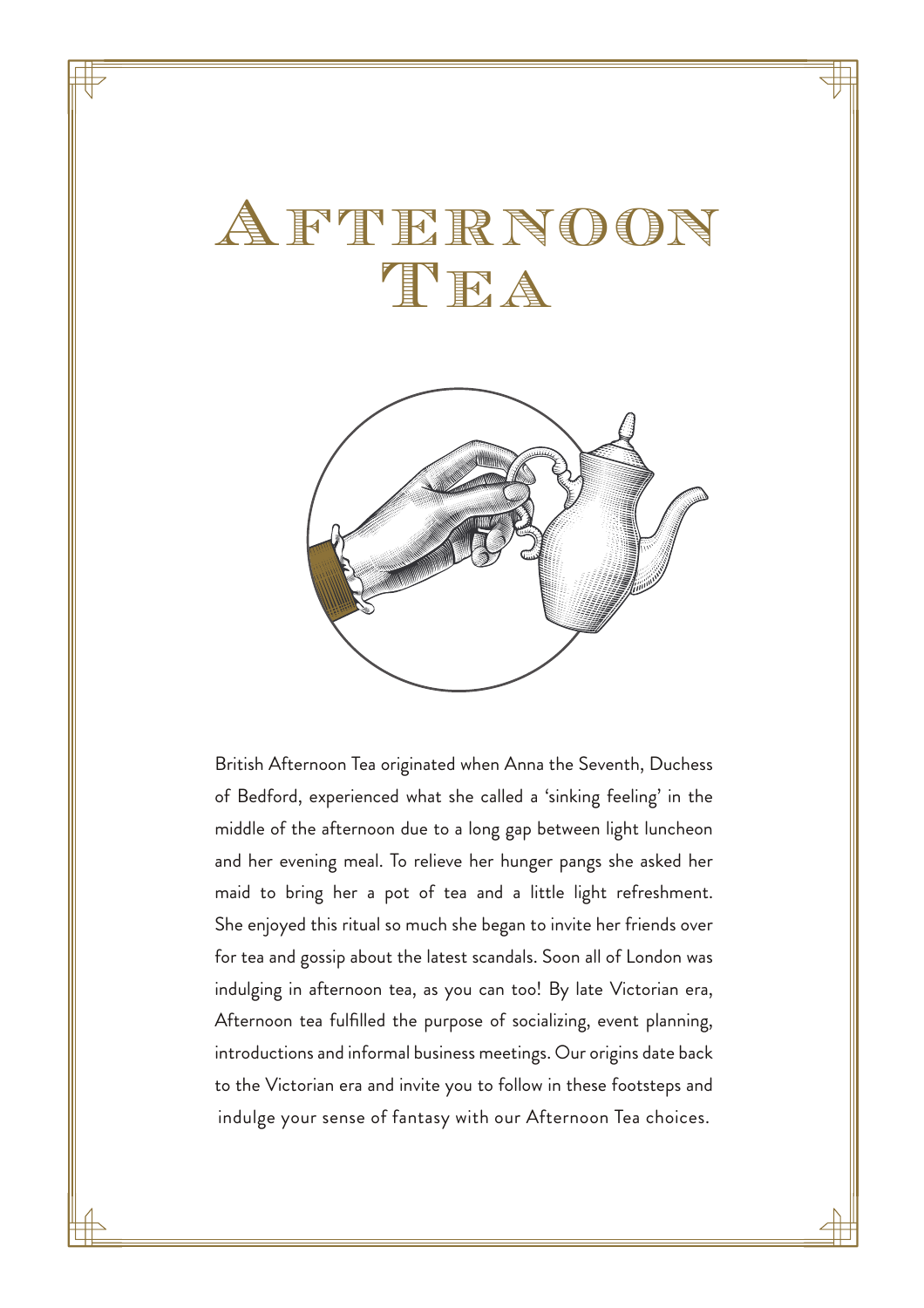# Afternoon Tea

British Afternoon Tea originated when Anna the Seventh, Duchess of Bedford, experienced what she called a 'sinking feeling' in the middle of the afternoon due to a long gap between light luncheon and her evening meal. To relieve her hunger pangs she asked her maid to bring her a pot of tea and a little light refreshment. She enjoyed this ritual so much she began to invite her friends over for tea and gossip about the latest scandals. Soon all of London was indulging in afternoon tea, as you can too! By late Victorian era, Afternoon tea fulfilled the purpose of socializing, event planning, introductions and informal business meetings. Our origins date back to the Victorian era and invite you to follow in these footsteps and indulge your sense of fantasy with our Afternoon Tea choices.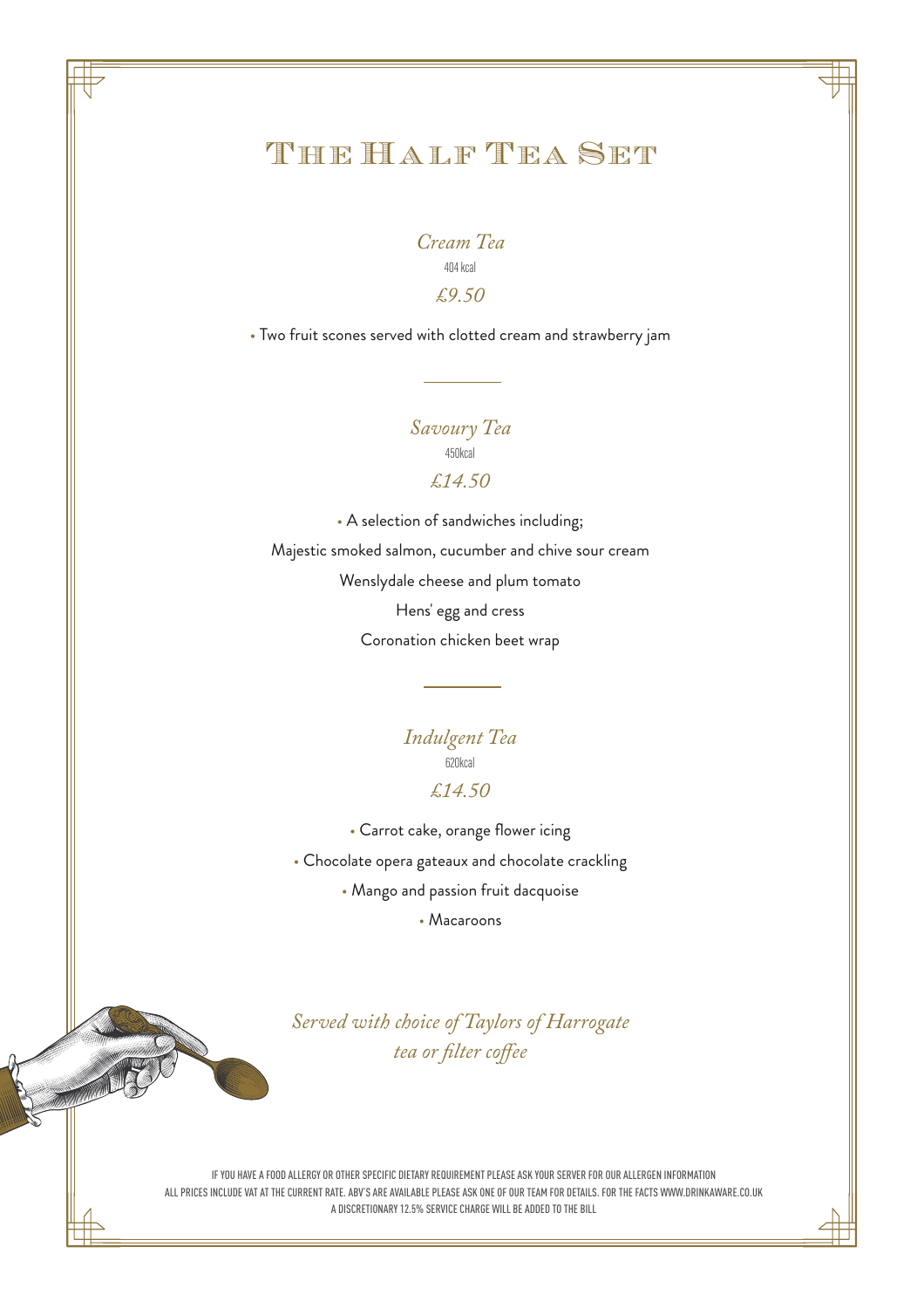# The Half Tea Set

## *Cream Tea*

404 kcal

*£9.50*

- Two fruit scones served with clotted cream and strawberry jam

---

## *Savoury Tea*

450kcal

*£14.50*

- A selection of sandwiches including;

Majestic smoked salmon, cucumber and chive sour cream

Wenslydale cheese and plum tomato

Hens' egg and cress

Coronation chicken beet wrap

---

## *Indulgent Tea*

620kcal

*£14.50*

- Carrot cake, orange flower icing
- Chocolate opera gateaux and chocolate crackling
- Mango and passion fruit dacquoise
- Macaroons

*Served with choice of Taylors of Harrogate tea or filter coffee*

IF YOU HAVE A FOOD ALLERGY OR OTHER SPECIFIC DIETARY REQUIREMENT PLEASE ASK YOUR SERVER FOR OUR ALLERGEN INFORMATION
ALL PRICES INCLUDE VAT AT THE CURRENT RATE. ABV'S ARE AVAILABLE PLEASE ASK ONE OF OUR TEAM FOR DETAILS. FOR THE FACTS WWW.DRINKAWARE.CO.UK
A DISCRETIONARY 12.5% SERVICE CHARGE WILL BE ADDED TO THE BILL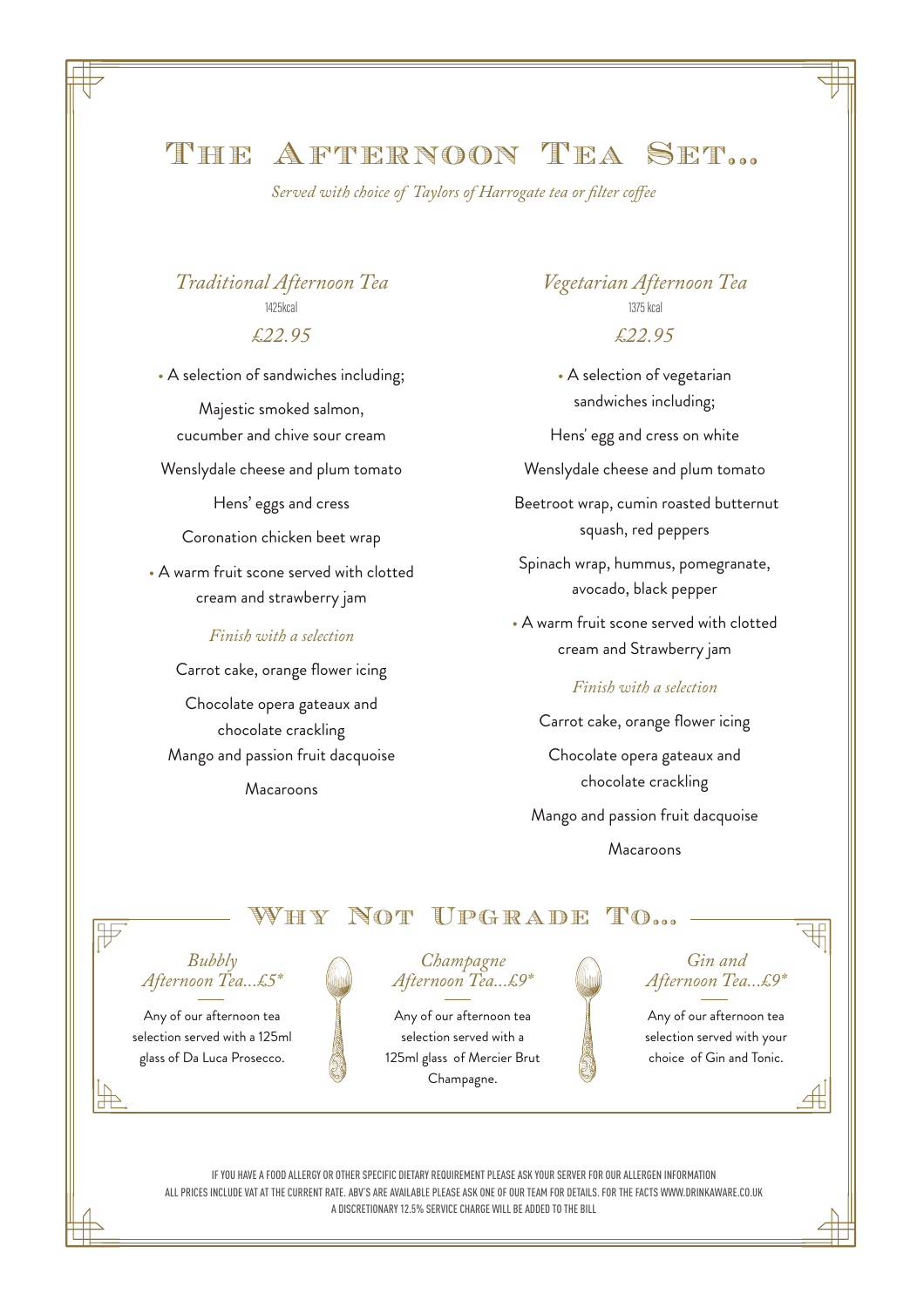# The Afternoon Tea Set...

*Served with choice of Taylors of Harrogate tea or filter coffee*

## *Traditional Afternoon Tea*

1425kcal

*£22.95*

- A selection of sandwiches including;

Majestic smoked salmon, cucumber and chive sour cream

Wenslydale cheese and plum tomato

Hens' eggs and cress

Coronation chicken beet wrap

- A warm fruit scone served with clotted cream and strawberry jam

*Finish with a selection*

Carrot cake, orange flower icing

Chocolate opera gateaux and chocolate crackling

Mango and passion fruit dacquoise

Macaroons

## *Vegetarian Afternoon Tea*

1375 kcal

*£22.95*

- A selection of vegetarian sandwiches including;

Hens' egg and cress on white

Wenslydale cheese and plum tomato

Beetroot wrap, cumin roasted butternut squash, red peppers

Spinach wrap, hummus, pomegranate, avocado, black pepper

- A warm fruit scone served with clotted cream and Strawberry jam

*Finish with a selection*

Carrot cake, orange flower icing

Chocolate opera gateaux and chocolate crackling

Mango and passion fruit dacquoise

Macaroons

## Why Not Upgrade To...

### *Bubbly Afternoon Tea...£5**

Any of our afternoon tea selection served with a 125ml glass of Da Luca Prosecco.

### *Champagne Afternoon Tea...£9**

Any of our afternoon tea selection served with a 125ml glass of Mercier Brut Champagne.

### *Gin and Afternoon Tea...£9**

Any of our afternoon tea selection served with your choice of Gin and Tonic.

IF YOU HAVE A FOOD ALLERGY OR OTHER SPECIFIC DIETARY REQUIREMENT PLEASE ASK YOUR SERVER FOR OUR ALLERGEN INFORMATION
ALL PRICES INCLUDE VAT AT THE CURRENT RATE. ABV'S ARE AVAILABLE PLEASE ASK ONE OF OUR TEAM FOR DETAILS. FOR THE FACTS WWW.DRINKAWARE.CO.UK
A DISCRETIONARY 12.5% SERVICE CHARGE WILL BE ADDED TO THE BILL